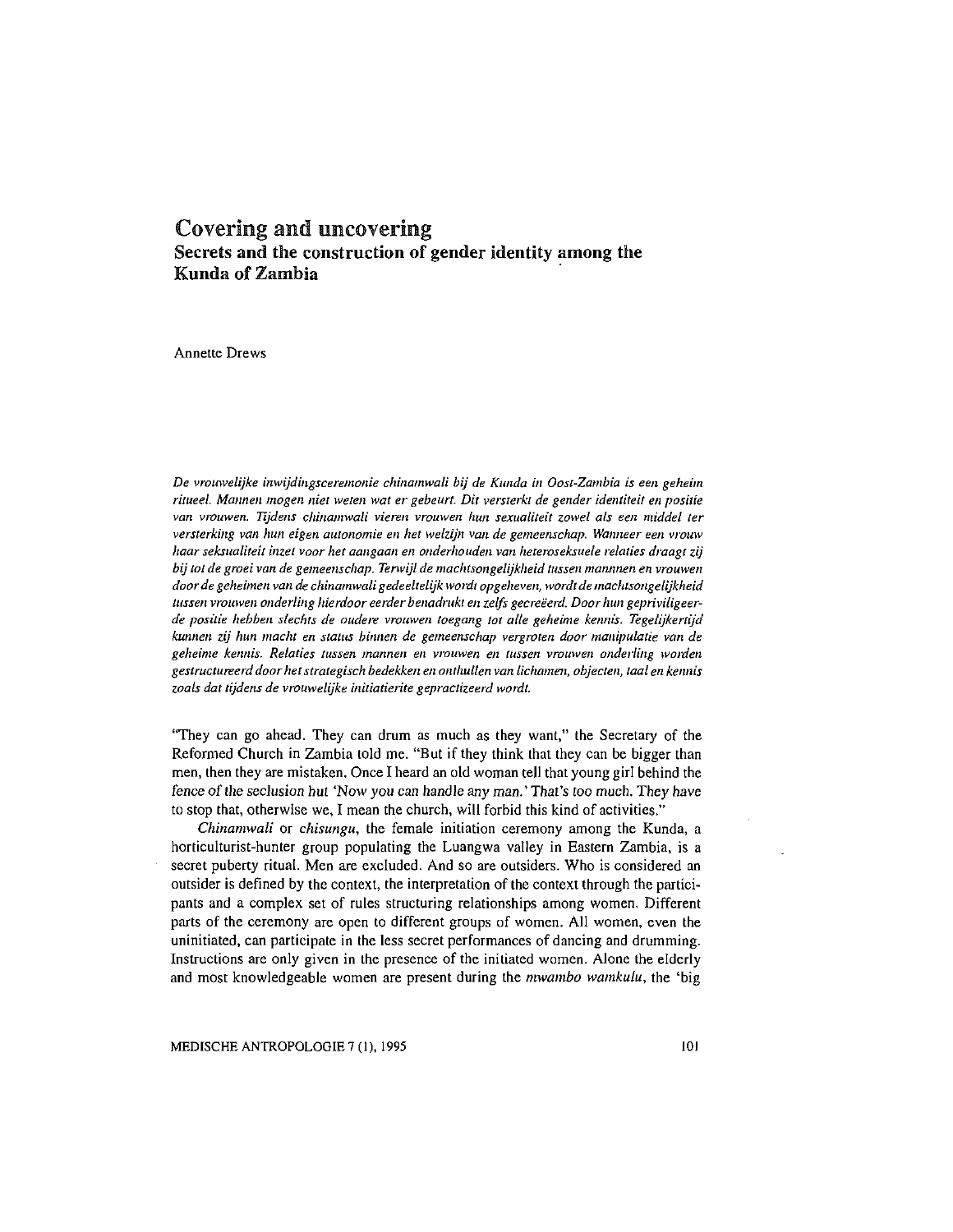# Covering and uncovering

## Secrets and the construction of gender identity among the Kunda of Zambia

Annette Drews

*De vrouwelijke inwijdingsceremonie chinamwali bij de Kunda in Oost-Zambia is een geheim ritueel. Mannen mogen niet weten wat er gebeurt. Dit versterkt de gender identiteit en positie van vrouwen. Tijdens chinamwali vieren vrouwen hun sexualiteit zowel als een middel ter versterking van hun eigen autonomie en het welzijn van de gemeenschap. Wanneer een vrouw haar seksualiteit inzet voor het aangaan en onderhouden van heteroseksuele relaties draagt zij bij tot de groei van de gemeenschap. Terwijl de machtsongelijkheid tussen mannnen en vrouwen door de geheimen van de chinamwali gedeeltelijk wordt opgeheven, wordt de machtsongelijkheid tussen vrouwen onderling hierdoor eerder benadrukt en zelfs gecreëerd. Door hun gepriviligeerde positie hebben slechts de oudere vrouwen toegang tot alle geheime kennis. Tegelijkertijd kunnen zij hun macht en status binnen de gemeenschap vergroten door manipulatie van de geheime kennis. Relaties tussen mannen en vrouwen en tussen vrouwen onderling worden gestructureerd door het strategisch bedekken en onthullen van lichamen, objecten, taal en kennis zoals dat tijdens de vrouwelijke initiatierite gepractizeerd wordt.*

"They can go ahead. They can drum as much as they want," the Secretary of the Reformed Church in Zambia told me. "But if they think that they can be bigger than men, then they are mistaken. Once I heard an old woman tell that young girl behind the fence of the seclusion hut 'Now you can handle any man.' That's too much. They have to stop that, otherwise we, I mean the church, will forbid this kind of activities."

*Chinamwali* or *chisungu*, the female initiation ceremony among the Kunda, a horticulturist-hunter group populating the Luangwa valley in Eastern Zambia, is a secret puberty ritual. Men are excluded. And so are outsiders. Who is considered an outsider is defined by the context, the interpretation of the context through the participants and a complex set of rules structuring relationships among women. Different parts of the ceremony are open to different groups of women. All women, even the uninitiated, can participate in the less secret performances of dancing and drumming. Instructions are only given in the presence of the initiated women. Alone the elderly and most knowledgeable women are present during the *mwambo wamkulu*, the 'big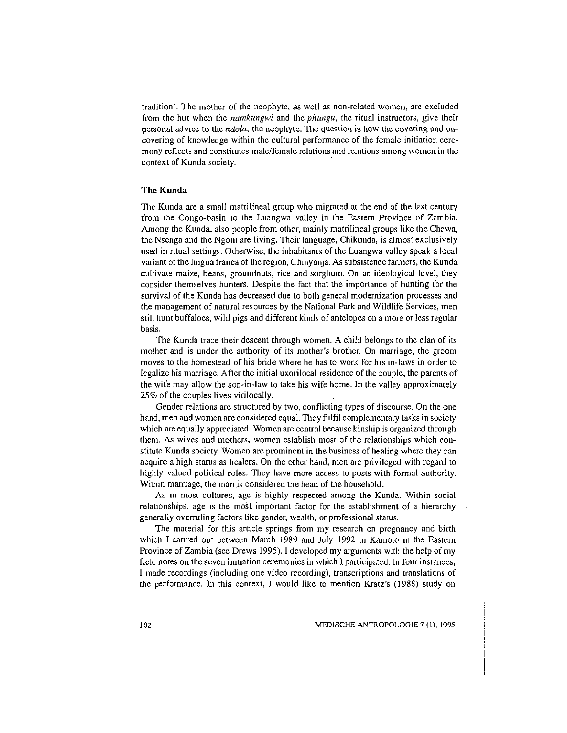tradition'. The mother of the neophyte, as well as non-related women, are excluded from the hut when the *namkungwi* and the *phungu*, the ritual instructors, give their personal advice to the *ndola*, the neophyte. The question is how the covering and uncovering of knowledge within the cultural performance of the female initiation ceremony reflects and constitutes male/female relations and relations among women in the context of Kunda society.

### The Kunda

The Kunda are a small matrilineal group who migrated at the end of the last century from the Congo-basin to the Luangwa valley in the Eastern Province of Zambia. Among the Kunda, also people from other, mainly matrilineal groups like the Chewa, the Nsenga and the Ngoni are living. Their language, Chikunda, is almost exclusively used in ritual settings. Otherwise, the inhabitants of the Luangwa valley speak a local variant of the lingua franca of the region, Chinyanja. As subsistence farmers, the Kunda cultivate maize, beans, groundnuts, rice and sorghum. On an ideological level, they consider themselves hunters. Despite the fact that the importance of hunting for the survival of the Kunda has decreased due to both general modernization processes and the management of natural resources by the National Park and Wildlife Services, men still hunt buffaloes, wild pigs and different kinds of antelopes on a more or less regular basis.

The Kunda trace their descent through women. A child belongs to the clan of its mother and is under the authority of its mother's brother. On marriage, the groom moves to the homestead of his bride where he has to work for his in-laws in order to legalize his marriage. After the initial uxorilocal residence of the couple, the parents of the wife may allow the son-in-law to take his wife home. In the valley approximately 25% of the couples lives virilocally.

Gender relations are structured by two, conflicting types of discourse. On the one hand, men and women are considered equal. They fulfil complementary tasks in society which are equally appreciated. Women are central because kinship is organized through them. As wives and mothers, women establish most of the relationships which constitute Kunda society. Women are prominent in the business of healing where they can acquire a high status as healers. On the other hand, men are privileged with regard to highly valued political roles. They have more access to posts with formal authority. Within marriage, the man is considered the head of the household.

As in most cultures, age is highly respected among the Kunda. Within social relationships, age is the most important factor for the establishment of a hierarchy generally overruling factors like gender, wealth, or professional status.

The material for this article springs from my research on pregnancy and birth which I carried out between March 1989 and July 1992 in Kamoto in the Eastern Province of Zambia (see Drews 1995). I developed my arguments with the help of my field notes on the seven initiation ceremonies in which I participated. In four instances, I made recordings (including one video recording), transcriptions and translations of the performance. In this context, I would like to mention Kratz's (1988) study on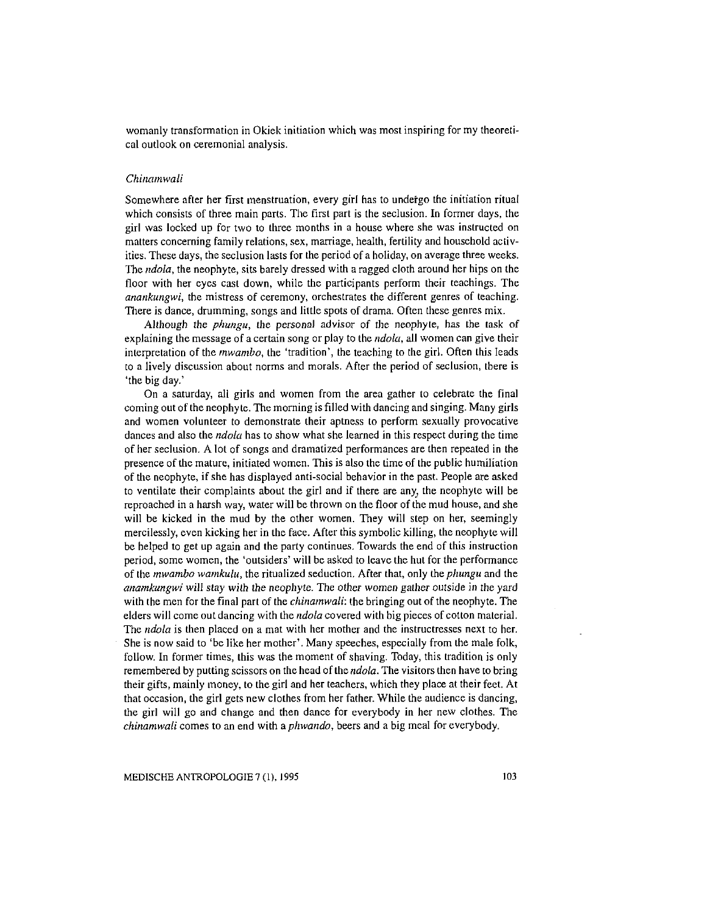womanly transformation in Okiek initiation which was most inspiring for my theoretical outlook on ceremonial analysis.

### *Chinamwali*

Somewhere after her first menstruation, every girl has to undergo the initiation ritual which consists of three main parts. The first part is the seclusion. In former days, the girl was locked up for two to three months in a house where she was instructed on matters concerning family relations, sex, marriage, health, fertility and household activities. These days, the seclusion lasts for the period of a holiday, on average three weeks. The *ndola*, the neophyte, sits barely dressed with a ragged cloth around her hips on the floor with her eyes cast down, while the participants perform their teachings. The *anankungwi*, the mistress of ceremony, orchestrates the different genres of teaching. There is dance, drumming, songs and little spots of drama. Often these genres mix.

Although the *phungu*, the personal advisor of the neophyte, has the task of explaining the message of a certain song or play to the *ndola*, all women can give their interpretation of the *mwambo*, the 'tradition', the teaching to the girl. Often this leads to a lively discussion about norms and morals. After the period of seclusion, there is 'the big day.'

On a saturday, all girls and women from the area gather to celebrate the final coming out of the neophyte. The morning is filled with dancing and singing. Many girls and women volunteer to demonstrate their aptness to perform sexually provocative dances and also the *ndola* has to show what she learned in this respect during the time of her seclusion. A lot of songs and dramatized performances are then repeated in the presence of the mature, initiated women. This is also the time of the public humiliation of the neophyte, if she has displayed anti-social behavior in the past. People are asked to ventilate their complaints about the girl and if there are any, the neophyte will be reproached in a harsh way, water will be thrown on the floor of the mud house, and she will be kicked in the mud by the other women. They will step on her, seemingly mercilessly, even kicking her in the face. After this symbolic killing, the neophyte will be helped to get up again and the party continues. Towards the end of this instruction period, some women, the 'outsiders' will be asked to leave the hut for the performance of the *mwambo wamkulu*, the ritualized seduction. After that, only the *phungu* and the *anamkungwi* will stay with the neophyte. The other women gather outside in the yard with the men for the final part of the *chinamwali*: the bringing out of the neophyte. The elders will come out dancing with the *ndola* covered with big pieces of cotton material. The *ndola* is then placed on a mat with her mother and the instructresses next to her. She is now said to 'be like her mother'. Many speeches, especially from the male folk, follow. In former times, this was the moment of shaving. Today, this tradition is only remembered by putting scissors on the head of the *ndola*. The visitors then have to bring their gifts, mainly money, to the girl and her teachers, which they place at their feet. At that occasion, the girl gets new clothes from her father. While the audience is dancing, the girl will go and change and then dance for everybody in her new clothes. The *chinamwali* comes to an end with a *phwando*, beers and a big meal for everybody.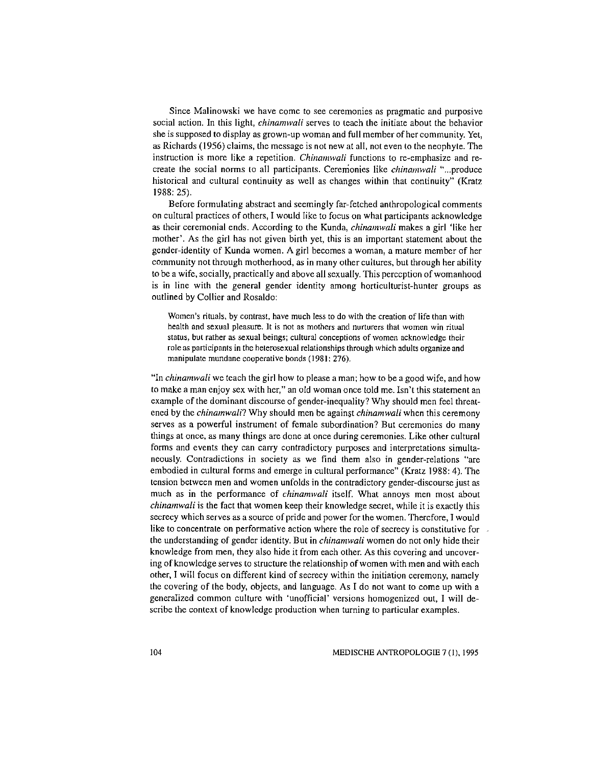Since Malinowski we have come to see ceremonies as pragmatic and purposive social action. In this light, *chinamwali* serves to teach the initiate about the behavior she is supposed to display as grown-up woman and full member of her community. Yet, as Richards (1956) claims, the message is not new at all, not even to the neophyte. The instruction is more like a repetition. *Chinamwali* functions to re-emphasize and re-create the social norms to all participants. Ceremonies like *chinamwali* "...produce historical and cultural continuity as well as changes within that continuity" (Kratz 1988: 25).

Before formulating abstract and seemingly far-fetched anthropological comments on cultural practices of others, I would like to focus on what participants acknowledge as their ceremonial ends. According to the Kunda, *chinamwali* makes a girl 'like her mother'. As the girl has not given birth yet, this is an important statement about the gender-identity of Kunda women. A girl becomes a woman, a mature member of her community not through motherhood, as in many other cultures, but through her ability to be a wife, socially, practically and above all sexually. This perception of womanhood is in line with the general gender identity among horticulturist-hunter groups as outlined by Collier and Rosaldo:

> Women's rituals, by contrast, have much less to do with the creation of life than with health and sexual pleasure. It is not as mothers and nurturers that women win ritual status, but rather as sexual beings; cultural conceptions of women acknowledge their role as participants in the heterosexual relationships through which adults organize and manipulate mundane cooperative bonds (1981: 276).

"In *chinamwali* we teach the girl how to please a man; how to be a good wife, and how to make a man enjoy sex with her," an old woman once told me. Isn't this statement an example of the dominant discourse of gender-inequality? Why should men feel threatened by the *chinamwali*? Why should men be against *chinamwali* when this ceremony serves as a powerful instrument of female subordination? But ceremonies do many things at once, as many things are done at once during ceremonies. Like other cultural forms and events they can carry contradictory purposes and interpretations simultaneously. Contradictions in society as we find them also in gender-relations "are embodied in cultural forms and emerge in cultural performance" (Kratz 1988: 4). The tension between men and women unfolds in the contradictory gender-discourse just as much as in the performance of *chinamwali* itself. What annoys men most about *chinamwali* is the fact that women keep their knowledge secret, while it is exactly this secrecy which serves as a source of pride and power for the women. Therefore, I would like to concentrate on performative action where the role of secrecy is constitutive for the understanding of gender identity. But in *chinamwali* women do not only hide their knowledge from men, they also hide it from each other. As this covering and uncovering of knowledge serves to structure the relationship of women with men and with each other, I will focus on different kind of secrecy within the initiation ceremony, namely the covering of the body, objects, and language. As I do not want to come up with a generalized common culture with 'unofficial' versions homogenized out, I will describe the context of knowledge production when turning to particular examples.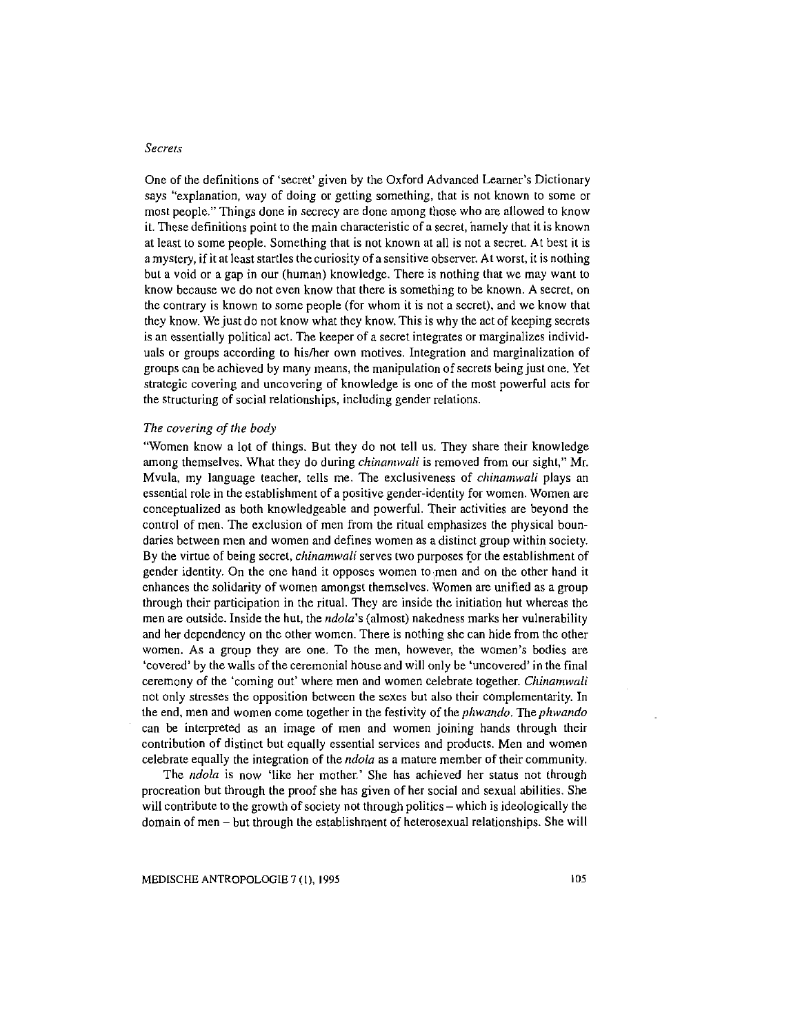### *Secrets*

One of the definitions of 'secret' given by the Oxford Advanced Learner's Dictionary says "explanation, way of doing or getting something, that is not known to some or most people." Things done in secrecy are done among those who are allowed to know it. These definitions point to the main characteristic of a secret, namely that it is known at least to some people. Something that is not known at all is not a secret. At best it is a mystery, if it at least startles the curiosity of a sensitive observer. At worst, it is nothing but a void or a gap in our (human) knowledge. There is nothing that we may want to know because we do not even know that there is something to be known. A secret, on the contrary is known to some people (for whom it is not a secret), and we know that they know. We just do not know what they know. This is why the act of keeping secrets is an essentially political act. The keeper of a secret integrates or marginalizes individuals or groups according to his/her own motives. Integration and marginalization of groups can be achieved by many means, the manipulation of secrets being just one. Yet strategic covering and uncovering of knowledge is one of the most powerful acts for the structuring of social relationships, including gender relations.

### *The covering of the body*

"Women know a lot of things. But they do not tell us. They share their knowledge among themselves. What they do during *chinamwali* is removed from our sight," Mr. Mvula, my language teacher, tells me. The exclusiveness of *chinamwali* plays an essential role in the establishment of a positive gender-identity for women. Women are conceptualized as both knowledgeable and powerful. Their activities are beyond the control of men. The exclusion of men from the ritual emphasizes the physical boundaries between men and women and defines women as a distinct group within society. By the virtue of being secret, *chinamwali* serves two purposes for the establishment of gender identity. On the one hand it opposes women to men and on the other hand it enhances the solidarity of women amongst themselves. Women are unified as a group through their participation in the ritual. They are inside the initiation hut whereas the men are outside. Inside the hut, the *ndola*'s (almost) nakedness marks her vulnerability and her dependency on the other women. There is nothing she can hide from the other women. As a group they are one. To the men, however, the women's bodies are 'covered' by the walls of the ceremonial house and will only be 'uncovered' in the final ceremony of the 'coming out' where men and women celebrate together. *Chinamwali* not only stresses the opposition between the sexes but also their complementarity. In the end, men and women come together in the festivity of the *phwando*. The *phwando* can be interpreted as an image of men and women joining hands through their contribution of distinct but equally essential services and products. Men and women celebrate equally the integration of the *ndola* as a mature member of their community.

The *ndola* is now 'like her mother.' She has achieved her status not through procreation but through the proof she has given of her social and sexual abilities. She will contribute to the growth of society not through politics – which is ideologically the domain of men – but through the establishment of heterosexual relationships. She will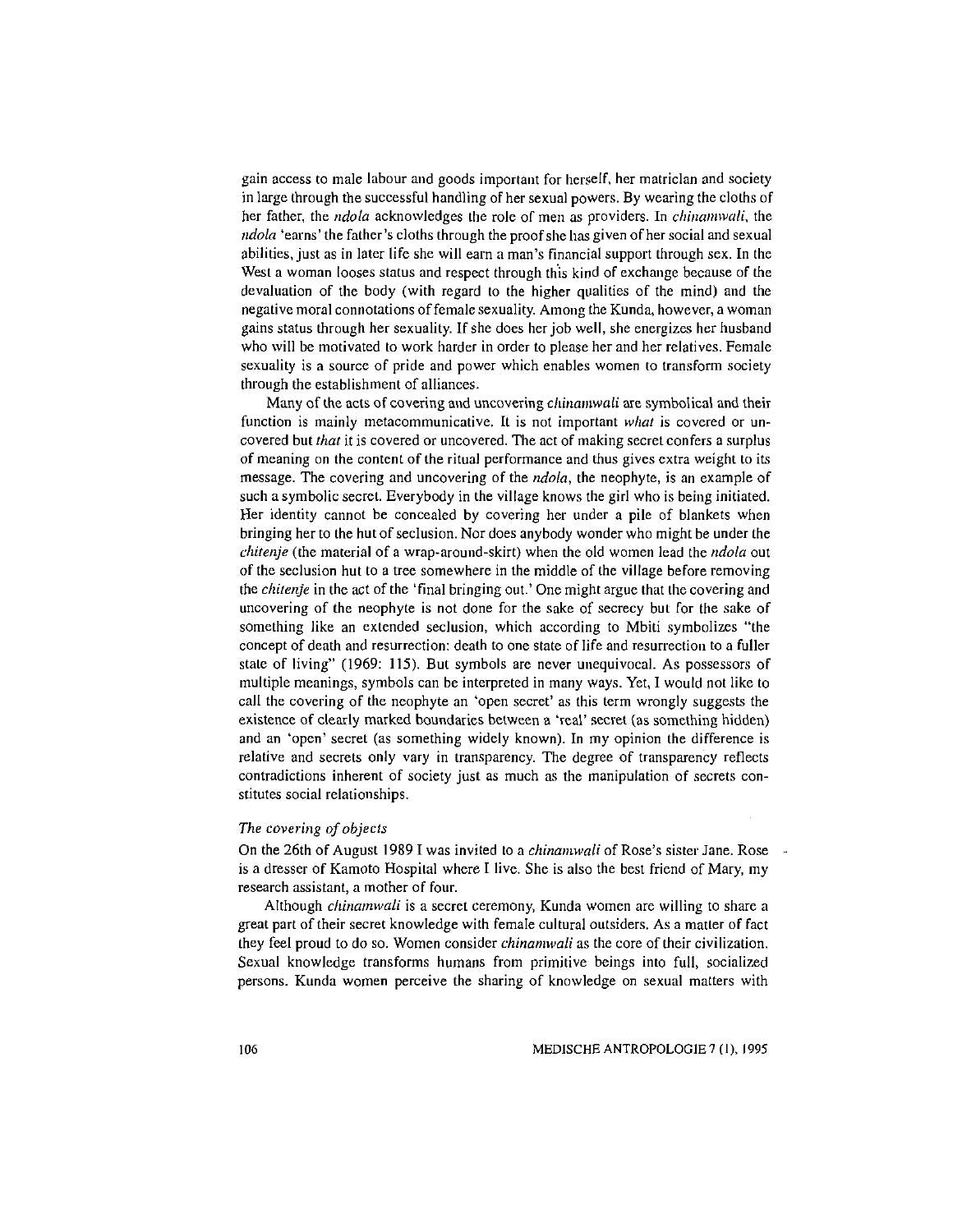gain access to male labour and goods important for herself, her matriclan and society in large through the successful handling of her sexual powers. By wearing the cloths of her father, the *ndola* acknowledges the role of men as providers. In *chinamwali*, the *ndola* 'earns' the father's cloths through the proof she has given of her social and sexual abilities, just as in later life she will earn a man's financial support through sex. In the West a woman looses status and respect through this kind of exchange because of the devaluation of the body (with regard to the higher qualities of the mind) and the negative moral connotations of female sexuality. Among the Kunda, however, a woman gains status through her sexuality. If she does her job well, she energizes her husband who will be motivated to work harder in order to please her and her relatives. Female sexuality is a source of pride and power which enables women to transform society through the establishment of alliances.

Many of the acts of covering and uncovering *chinamwali* are symbolical and their function is mainly metacommunicative. It is not important *what* is covered or uncovered but *that* it is covered or uncovered. The act of making secret confers a surplus of meaning on the content of the ritual performance and thus gives extra weight to its message. The covering and uncovering of the *ndola*, the neophyte, is an example of such a symbolic secret. Everybody in the village knows the girl who is being initiated. Her identity cannot be concealed by covering her under a pile of blankets when bringing her to the hut of seclusion. Nor does anybody wonder who might be under the *chitenje* (the material of a wrap-around-skirt) when the old women lead the *ndola* out of the seclusion hut to a tree somewhere in the middle of the village before removing the *chitenje* in the act of the 'final bringing out.' One might argue that the covering and uncovering of the neophyte is not done for the sake of secrecy but for the sake of something like an extended seclusion, which according to Mbiti symbolizes "the concept of death and resurrection: death to one state of life and resurrection to a fuller state of living" (1969: 115). But symbols are never unequivocal. As possessors of multiple meanings, symbols can be interpreted in many ways. Yet, I would not like to call the covering of the neophyte an 'open secret' as this term wrongly suggests the existence of clearly marked boundaries between a 'real' secret (as something hidden) and an 'open' secret (as something widely known). In my opinion the difference is relative and secrets only vary in transparency. The degree of transparency reflects contradictions inherent of society just as much as the manipulation of secrets constitutes social relationships.

### *The covering of objects*

On the 26th of August 1989 I was invited to a *chinamwali* of Rose's sister Jane. Rose is a dresser of Kamoto Hospital where I live. She is also the best friend of Mary, my research assistant, a mother of four.

Although *chinamwali* is a secret ceremony, Kunda women are willing to share a great part of their secret knowledge with female cultural outsiders. As a matter of fact they feel proud to do so. Women consider *chinamwali* as the core of their civilization. Sexual knowledge transforms humans from primitive beings into full, socialized persons. Kunda women perceive the sharing of knowledge on sexual matters with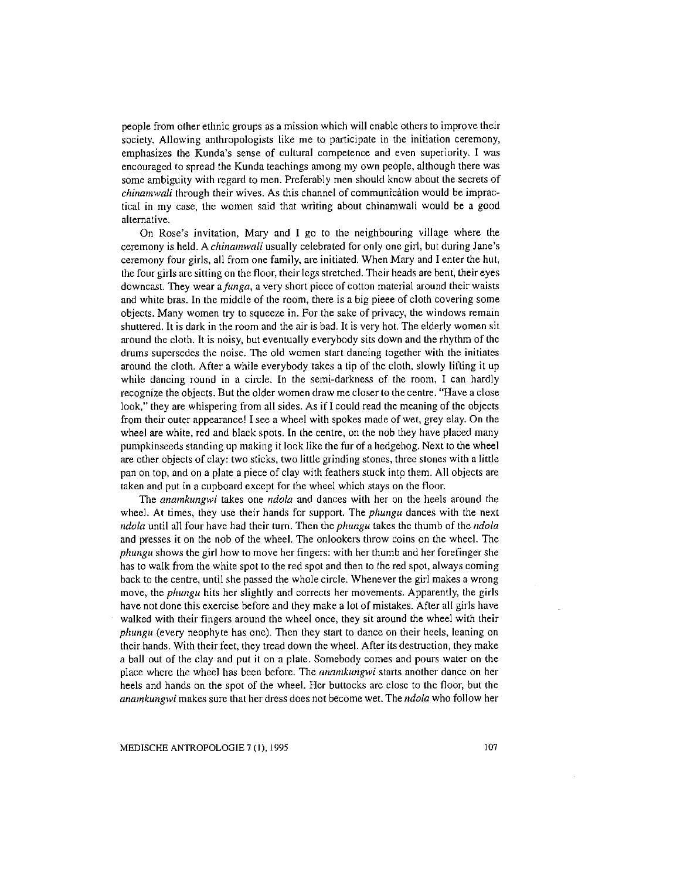people from other ethnic groups as a mission which will enable others to improve their society. Allowing anthropologists like me to participate in the initiation ceremony, emphasizes the Kunda's sense of cultural competence and even superiority. I was encouraged to spread the Kunda teachings among my own people, although there was some ambiguity with regard to men. Preferably men should know about the secrets of *chinamwali* through their wives. As this channel of communication would be impractical in my case, the women said that writing about chinamwali would be a good alternative.

On Rose's invitation, Mary and I go to the neighbouring village where the ceremony is held. A *chinamwali* usually celebrated for only one girl, but during Jane's ceremony four girls, all from one family, are initiated. When Mary and I enter the hut, the four girls are sitting on the floor, their legs stretched. Their heads are bent, their eyes downcast. They wear a *funga*, a very short piece of cotton material around their waists and white bras. In the middle of the room, there is a big pieee of cloth covering some objects. Many women try to squeeze in. For the sake of privacy, the windows remain shuttered. It is dark in the room and the air is bad. It is very hot. The elderly women sit around the cloth. It is noisy, but eventually everybody sits down and the rhythm of the drums supersedes the noise. The old women start dancing together with the initiates around the cloth. After a while everybody takes a tip of the cloth, slowly lifting it up while dancing round in a circle. In the semi-darkness of the room, I can hardly recognize the objects. But the older women draw me closer to the centre. "Have a close look," they are whispering from all sides. As if I could read the meaning of the objects from their outer appearance! I see a wheel with spokes made of wet, grey elay. On the wheel are white, red and black spots. In the centre, on the nob they have placed many pumpkinseeds standing up making it look like the fur of a hedgehog. Next to the wheel are other objects of clay: two sticks, two little grinding stones, three stones with a little pan on top, and on a plate a piece of clay with feathers stuck into them. All objects are taken and put in a cupboard except for the wheel which stays on the floor.

The *anamkungwi* takes one *ndola* and dances with her on the heels around the wheel. At times, they use their hands for support. The *phungu* dances with the next *ndola* until all four have had their turn. Then the *phungu* takes the thumb of the *ndola* and presses it on the nob of the wheel. The onlookers throw coins on the wheel. The *phungu* shows the girl how to move her fingers: with her thumb and her forefinger she has to walk from the white spot to the red spot and then to the red spot, always coming back to the centre, until she passed the whole circle. Whenever the girl makes a wrong move, the *phungu* hits her slightly and corrects her movements. Apparently, the girls have not done this exercise before and they make a lot of mistakes. After all girls have walked with their fingers around the wheel once, they sit around the wheel with their *phungu* (every neophyte has one). Then they start to dance on their heels, leaning on their hands. With their feet, they tread down the wheel. After its destruction, they make a ball out of the clay and put it on a plate. Somebody comes and pours water on the place where the wheel has been before. The *anamkungwi* starts another dance on her heels and hands on the spot of the wheel. Her buttocks are close to the floor, but the *anamkungwi* makes sure that her dress does not become wet. The *ndola* who follow her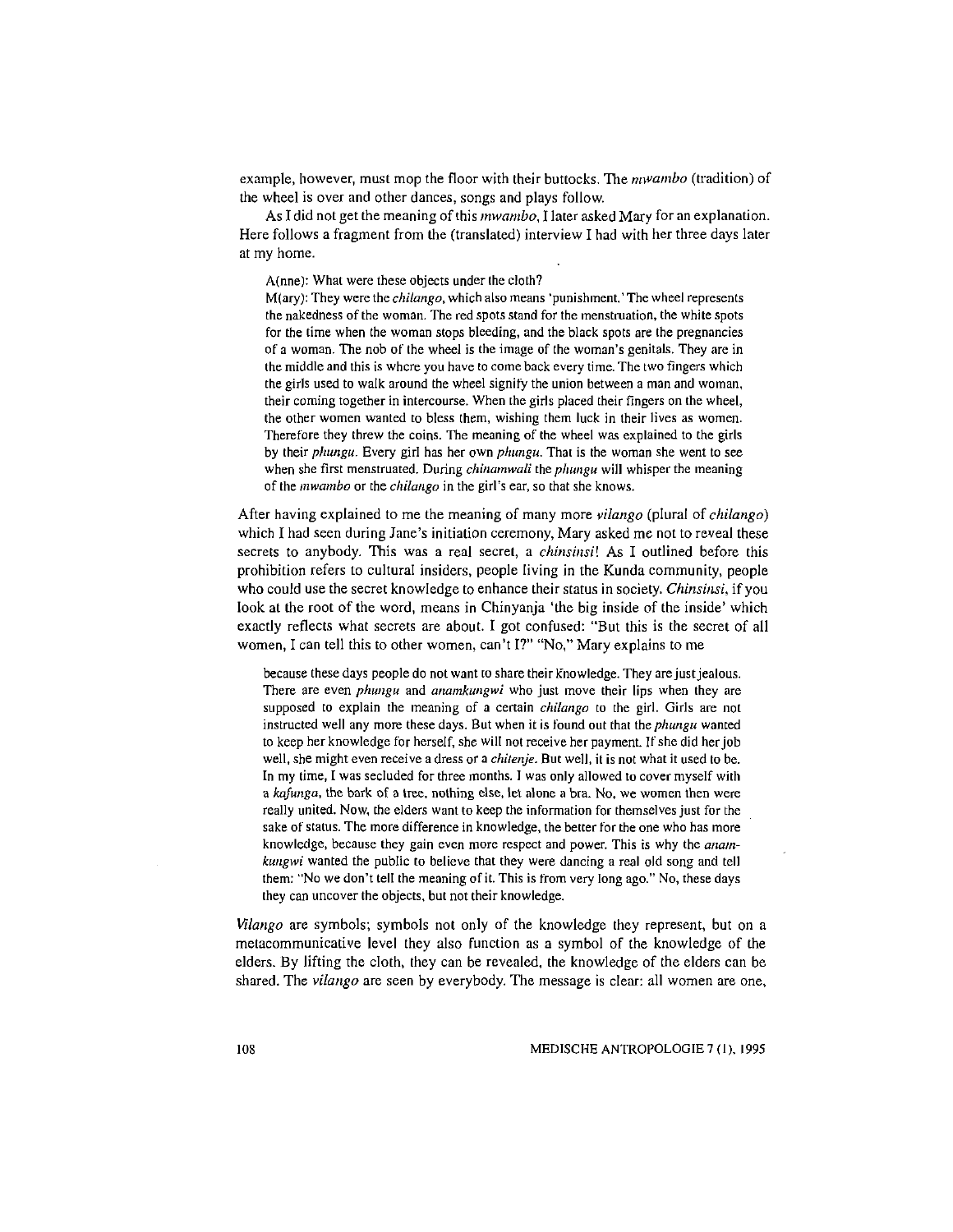example, however, must mop the floor with their buttocks. The *mwambo* (tradition) of the wheel is over and other dances, songs and plays follow.

As I did not get the meaning of this *mwambo*, I later asked Mary for an explanation. Here follows a fragment from the (translated) interview I had with her three days later at my home.

> A(nne): What were these objects under the cloth?
>
> M(ary): They were the *chilango*, which also means 'punishment.' The wheel represents the nakedness of the woman. The red spots stand for the menstruation, the white spots for the time when the woman stops bleeding, and the black spots are the pregnancies of a woman. The nob of the wheel is the image of the woman's genitals. They are in the middle and this is where you have to come back every time. The two fingers which the girls used to walk around the wheel signify the union between a man and woman, their coming together in intercourse. When the girls placed their fingers on the wheel, the other women wanted to bless them, wishing them luck in their lives as women. Therefore they threw the coins. The meaning of the wheel was explained to the girls by their *phungu*. Every girl has her own *phungu*. That is the woman she went to see when she first menstruated. During *chinamwali* the *phungu* will whisper the meaning of the *mwambo* or the *chilango* in the girl's ear, so that she knows.

After having explained to me the meaning of many more *vilango* (plural of *chilango*) which I had seen during Jane's initiation ceremony, Mary asked me not to reveal these secrets to anybody. This was a real secret, a *chinsinsi*! As I outlined before this prohibition refers to cultural insiders, people living in the Kunda community, people who could use the secret knowledge to enhance their status in society. *Chinsinsi*, if you look at the root of the word, means in Chinyanja 'the big inside of the inside' which exactly reflects what secrets are about. I got confused: "But this is the secret of all women, I can tell this to other women, can't I?" "No," Mary explains to me

> because these days people do not want to share their knowledge. They are just jealous. There are even *phungu* and *anamkungwi* who just move their lips when they are supposed to explain the meaning of a certain *chilango* to the girl. Girls are not instructed well any more these days. But when it is found out that the *phungu* wanted to keep her knowledge for herself, she will not receive her payment. If she did her job well, she might even receive a dress or a *chitenje*. But well, it is not what it used to be. In my time, I was secluded for three months. I was only allowed to cover myself with a *kafunga*, the bark of a tree, nothing else, let alone a bra. No, we women then were really united. Now, the elders want to keep the information for themselves just for the sake of status. The more difference in knowledge, the better for the one who has more knowledge, because they gain even more respect and power. This is why the *anamkungwi* wanted the public to believe that they were dancing a real old song and tell them: "No we don't tell the meaning of it. This is from very long ago." No, these days they can uncover the objects, but not their knowledge.

*Vilango* are symbols; symbols not only of the knowledge they represent, but on a metacommunicative level they also function as a symbol of the knowledge of the elders. By lifting the cloth, they can be revealed, the knowledge of the elders can be shared. The *vilango* are seen by everybody. The message is clear: all women are one,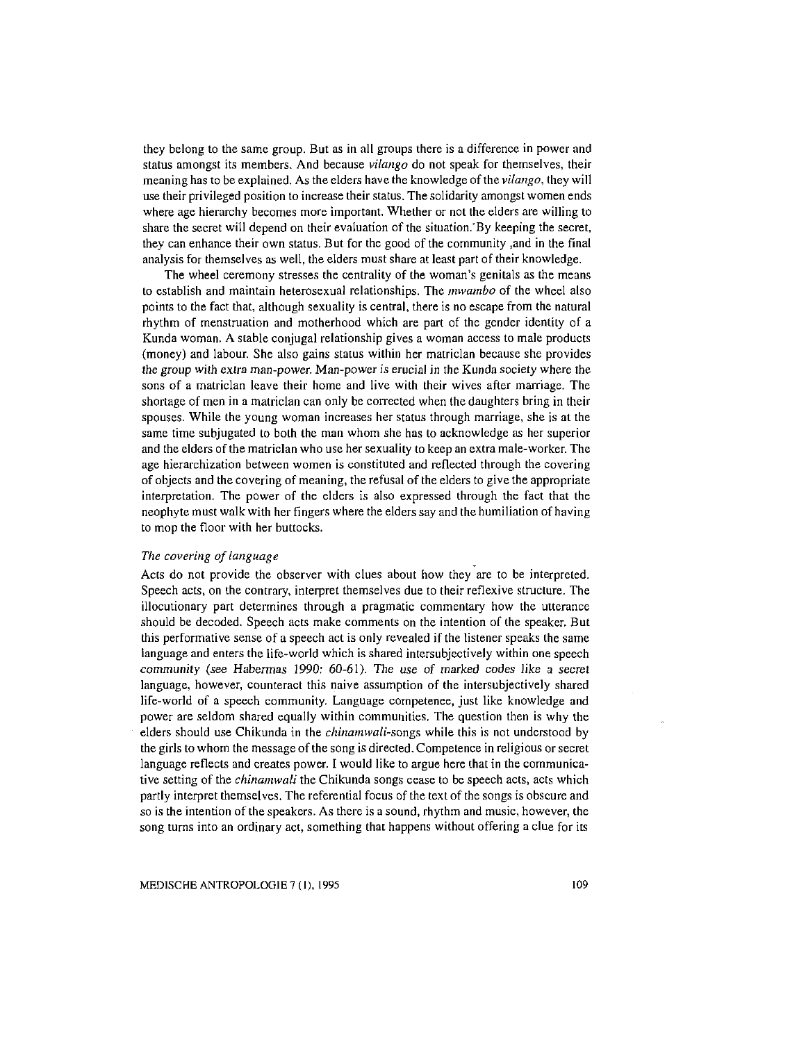they belong to the same group. But as in all groups there is a difference in power and status amongst its members. And because *vilango* do not speak for themselves, their meaning has to be explained. As the elders have the knowledge of the *vilango*, they will use their privileged position to increase their status. The solidarity amongst women ends where age hierarchy becomes more important. Whether or not the elders are willing to share the secret will depend on their evaluation of the situation. By keeping the secret, they can enhance their own status. But for the good of the community ,and in the final analysis for themselves as well, the elders must share at least part of their knowledge.

The wheel ceremony stresses the centrality of the woman's genitals as the means to establish and maintain heterosexual relationships. The *mwambo* of the wheel also points to the fact that, although sexuality is central, there is no escape from the natural rhythm of menstruation and motherhood which are part of the gender identity of a Kunda woman. A stable conjugal relationship gives a woman access to male products (money) and labour. She also gains status within her matriclan because she provides the group with extra man-power. Man-power is crucial in the Kunda society where the sons of a matriclan leave their home and live with their wives after marriage. The shortage of men in a matriclan can only be corrected when the daughters bring in their spouses. While the young woman increases her status through marriage, she is at the same time subjugated to both the man whom she has to acknowledge as her superior and the elders of the matriclan who use her sexuality to keep an extra male-worker. The age hierarchization between women is constituted and reflected through the covering of objects and the covering of meaning, the refusal of the elders to give the appropriate interpretation. The power of the elders is also expressed through the fact that the neophyte must walk with her fingers where the elders say and the humiliation of having to mop the floor with her buttocks.

### *The covering of language*

Acts do not provide the observer with clues about how they are to be interpreted. Speech acts, on the contrary, interpret themselves due to their reflexive structure. The illocutionary part determines through a pragmatic commentary how the utterance should be decoded. Speech acts make comments on the intention of the speaker. But this performative sense of a speech act is only revealed if the listener speaks the same language and enters the life-world which is shared intersubjectively within one speech community (see Habermas 1990: 60-61). The use of marked codes like a secret language, however, counteract this naive assumption of the intersubjectively shared life-world of a speech community. Language competence, just like knowledge and power are seldom shared equally within communities. The question then is why the elders should use Chikunda in the *chinamwali*-songs while this is not understood by the girls to whom the message of the song is directed. Competence in religious or secret language reflects and creates power. I would like to argue here that in the communicative setting of the *chinamwali* the Chikunda songs cease to be speech acts, acts which partly interpret themselves. The referential focus of the text of the songs is obscure and so is the intention of the speakers. As there is a sound, rhythm and music, however, the song turns into an ordinary act, something that happens without offering a clue for its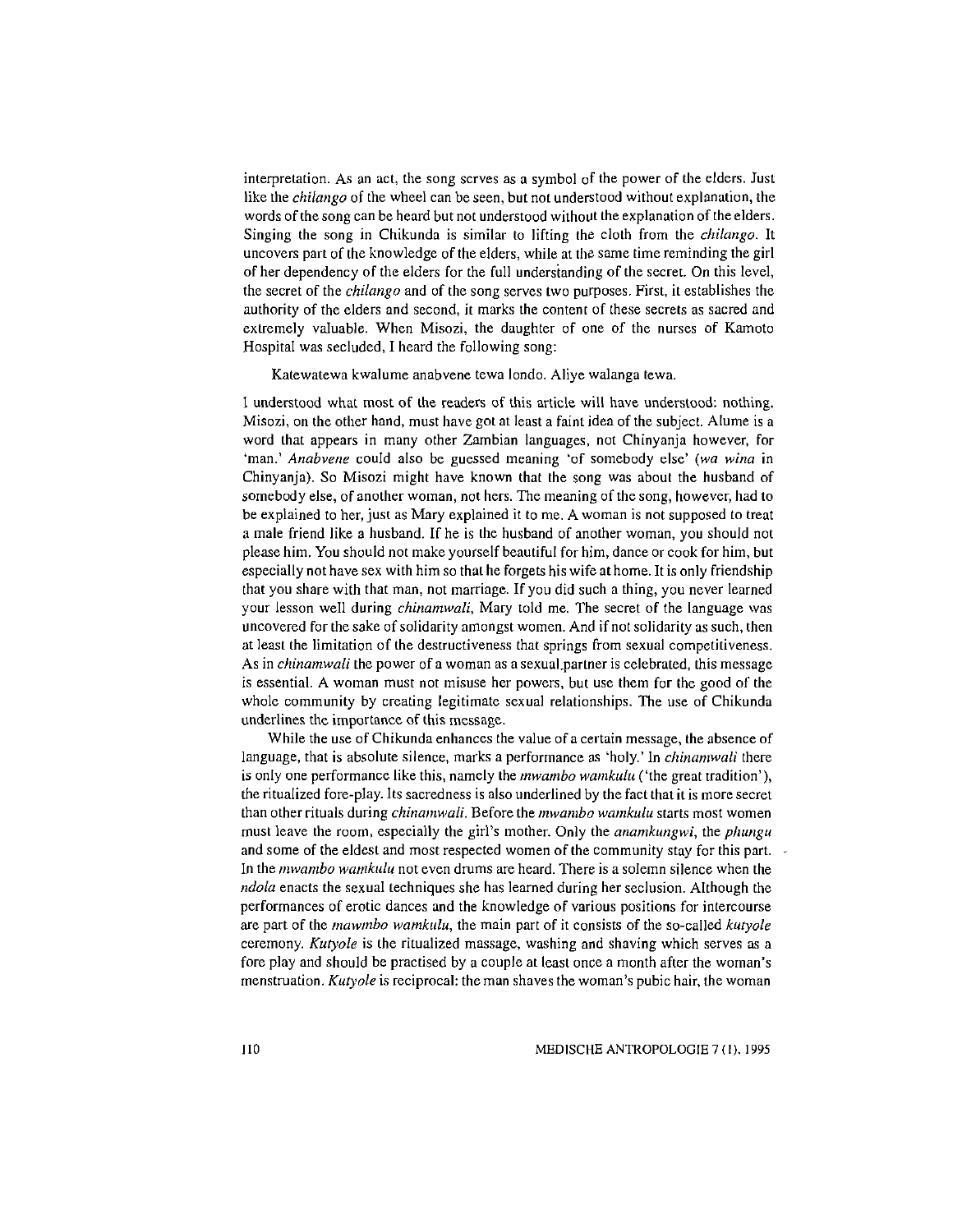interpretation. As an act, the song serves as a symbol of the power of the elders. Just like the *chilango* of the wheel can be seen, but not understood without explanation, the words of the song can be heard but not understood without the explanation of the elders. Singing the song in Chikunda is similar to lifting the cloth from the *chilango*. It uncovers part of the knowledge of the elders, while at the same time reminding the girl of her dependency of the elders for the full understanding of the secret. On this level, the secret of the *chilango* and of the song serves two purposes. First, it establishes the authority of the elders and second, it marks the content of these secrets as sacred and extremely valuable. When Misozi, the daughter of one of the nurses of Kamoto Hospital was secluded, I heard the following song:

> Katewatewa kwalume anabvene tewa londo. Aliye walanga tewa.

I understood what most of the readers of this article will have understood: nothing. Misozi, on the other hand, must have got at least a faint idea of the subject. Alume is a word that appears in many other Zambian languages, not Chinyanja however, for 'man.' *Anabvene* could also be guessed meaning 'of somebody else' (*wa wina* in Chinyanja). So Misozi might have known that the song was about the husband of somebody else, of another woman, not hers. The meaning of the song, however, had to be explained to her, just as Mary explained it to me. A woman is not supposed to treat a male friend like a husband. If he is the husband of another woman, you should not please him. You should not make yourself beautiful for him, dance or cook for him, but especially not have sex with him so that he forgets his wife at home. It is only friendship that you share with that man, not marriage. If you did such a thing, you never learned your lesson well during *chinamwali*, Mary told me. The secret of the language was uncovered for the sake of solidarity amongst women. And if not solidarity as such, then at least the limitation of the destructiveness that springs from sexual competitiveness. As in *chinamwali* the power of a woman as a sexual partner is celebrated, this message is essential. A woman must not misuse her powers, but use them for the good of the whole community by creating legitimate sexual relationships. The use of Chikunda underlines the importance of this message.

While the use of Chikunda enhances the value of a certain message, the absence of language, that is absolute silence, marks a performance as 'holy.' In *chinamwali* there is only one performance like this, namely the *mwambo wamkulu* ('the great tradition'), the ritualized fore-play. Its sacredness is also underlined by the fact that it is more secret than other rituals during *chinamwali*. Before the *mwambo wamkulu* starts most women must leave the room, especially the girl's mother. Only the *anamkungwi*, the *phungu* and some of the eldest and most respected women of the community stay for this part. In the *mwambo wamkulu* not even drums are heard. There is a solemn silence when the *ndola* enacts the sexual techniques she has learned during her seclusion. Although the performances of erotic dances and the knowledge of various positions for intercourse are part of the *mawmbo wamkulu*, the main part of it consists of the so-called *kutyole* ceremony. *Kutyole* is the ritualized massage, washing and shaving which serves as a fore play and should be practised by a couple at least once a month after the woman's menstruation. *Kutyole* is reciprocal: the man shaves the woman's pubic hair, the woman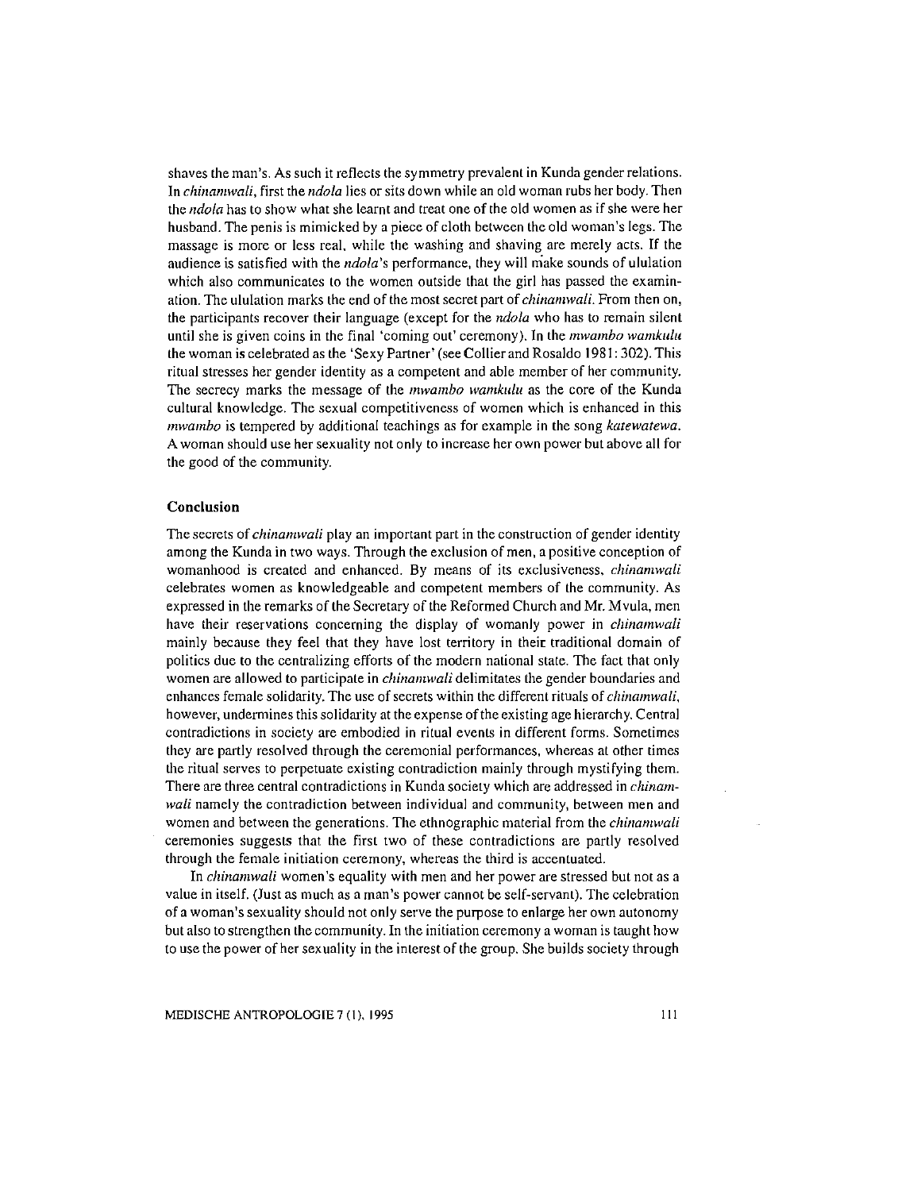shaves the man's. As such it reflects the symmetry prevalent in Kunda gender relations. In *chinamwali*, first the *ndola* lies or sits down while an old woman rubs her body. Then the *ndola* has to show what she learnt and treat one of the old women as if she were her husband. The penis is mimicked by a piece of cloth between the old woman's legs. The massage is more or less real, while the washing and shaving are merely acts. If the audience is satisfied with the *ndola*'s performance, they will make sounds of ululation which also communicates to the women outside that the girl has passed the examination. The ululation marks the end of the most secret part of *chinamwali*. From then on, the participants recover their language (except for the *ndola* who has to remain silent until she is given coins in the final 'coming out' ceremony). In the *mwambo wamkulu* the woman is celebrated as the 'Sexy Partner' (see Collier and Rosaldo 1981: 302). This ritual stresses her gender identity as a competent and able member of her community. The secrecy marks the message of the *mwambo wamkulu* as the core of the Kunda cultural knowledge. The sexual competitiveness of women which is enhanced in this *mwambo* is tempered by additional teachings as for example in the song *katewatewa*. A woman should use her sexuality not only to increase her own power but above all for the good of the community.

## Conclusion

The secrets of *chinamwali* play an important part in the construction of gender identity among the Kunda in two ways. Through the exclusion of men, a positive conception of womanhood is created and enhanced. By means of its exclusiveness, *chinamwali* celebrates women as knowledgeable and competent members of the community. As expressed in the remarks of the Secretary of the Reformed Church and Mr. Mvula, men have their reservations concerning the display of womanly power in *chinamwali* mainly because they feel that they have lost territory in their traditional domain of politics due to the centralizing efforts of the modern national state. The fact that only women are allowed to participate in *chinamwali* delimitates the gender boundaries and enhances female solidarity. The use of secrets within the different rituals of *chinamwali*, however, undermines this solidarity at the expense of the existing age hierarchy. Central contradictions in society are embodied in ritual events in different forms. Sometimes they are partly resolved through the ceremonial performances, whereas at other times the ritual serves to perpetuate existing contradiction mainly through mystifying them. There are three central contradictions in Kunda society which are addressed in *chinamwali* namely the contradiction between individual and community, between men and women and between the generations. The ethnographic material from the *chinamwali* ceremonies suggests that the first two of these contradictions are partly resolved through the female initiation ceremony, whereas the third is accentuated.

In *chinamwali* women's equality with men and her power are stressed but not as a value in itself. (Just as much as a man's power cannot be self-servant). The celebration of a woman's sexuality should not only serve the purpose to enlarge her own autonomy but also to strengthen the community. In the initiation ceremony a woman is taught how to use the power of her sexuality in the interest of the group. She builds society through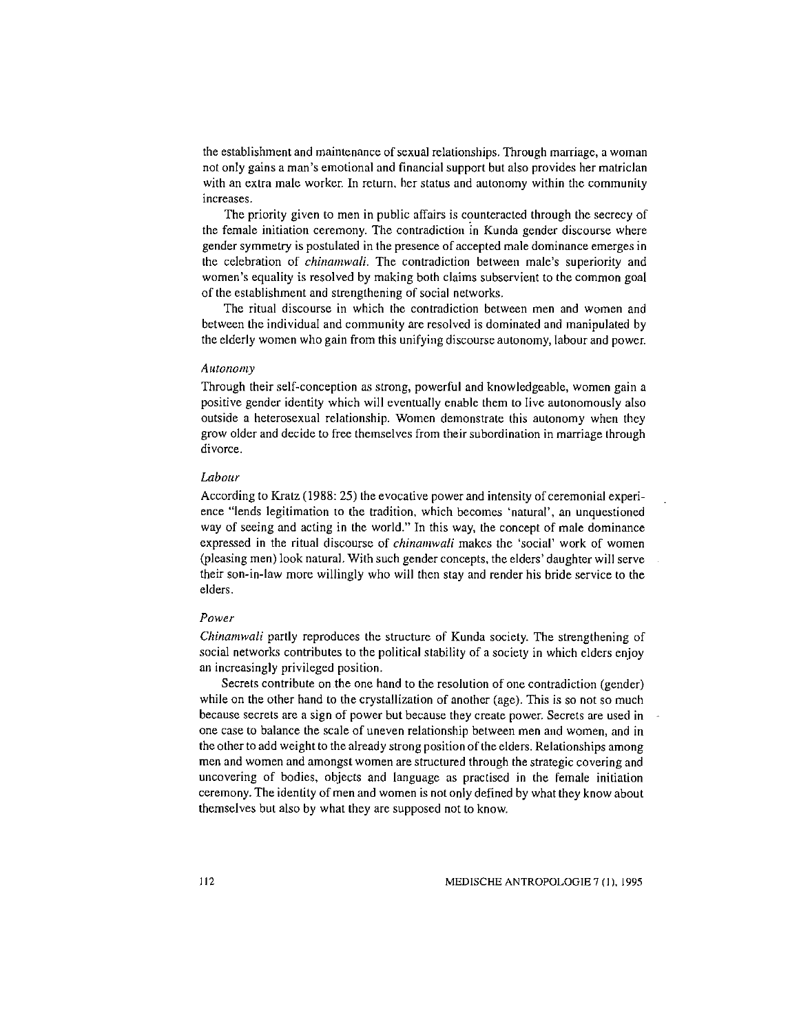the establishment and maintenance of sexual relationships. Through marriage, a woman not only gains a man's emotional and financial support but also provides her matriclan with an extra male worker. In return, her status and autonomy within the community increases.

The priority given to men in public affairs is counteracted through the secrecy of the female initiation ceremony. The contradiction in Kunda gender discourse where gender symmetry is postulated in the presence of accepted male dominance emerges in the celebration of *chinamwali*. The contradiction between male's superiority and women's equality is resolved by making both claims subservient to the common goal of the establishment and strengthening of social networks.

The ritual discourse in which the contradiction between men and women and between the individual and community are resolved is dominated and manipulated by the elderly women who gain from this unifying discourse autonomy, labour and power.

*Autonomy*

Through their self-conception as strong, powerful and knowledgeable, women gain a positive gender identity which will eventually enable them to live autonomously also outside a heterosexual relationship. Women demonstrate this autonomy when they grow older and decide to free themselves from their subordination in marriage through divorce.

*Labour*

According to Kratz (1988: 25) the evocative power and intensity of ceremonial experience "lends legitimation to the tradition, which becomes 'natural', an unquestioned way of seeing and acting in the world." In this way, the concept of male dominance expressed in the ritual discourse of *chinamwali* makes the 'social' work of women (pleasing men) look natural. With such gender concepts, the elders' daughter will serve their son-in-law more willingly who will then stay and render his bride service to the elders.

*Power*

*Chinamwali* partly reproduces the structure of Kunda society. The strengthening of social networks contributes to the political stability of a society in which elders enjoy an increasingly privileged position.

Secrets contribute on the one hand to the resolution of one contradiction (gender) while on the other hand to the crystallization of another (age). This is so not so much because secrets are a sign of power but because they create power. Secrets are used in one case to balance the scale of uneven relationship between men and women, and in the other to add weight to the already strong position of the elders. Relationships among men and women and amongst women are structured through the strategic covering and uncovering of bodies, objects and language as practised in the female initiation ceremony. The identity of men and women is not only defined by what they know about themselves but also by what they are supposed not to know.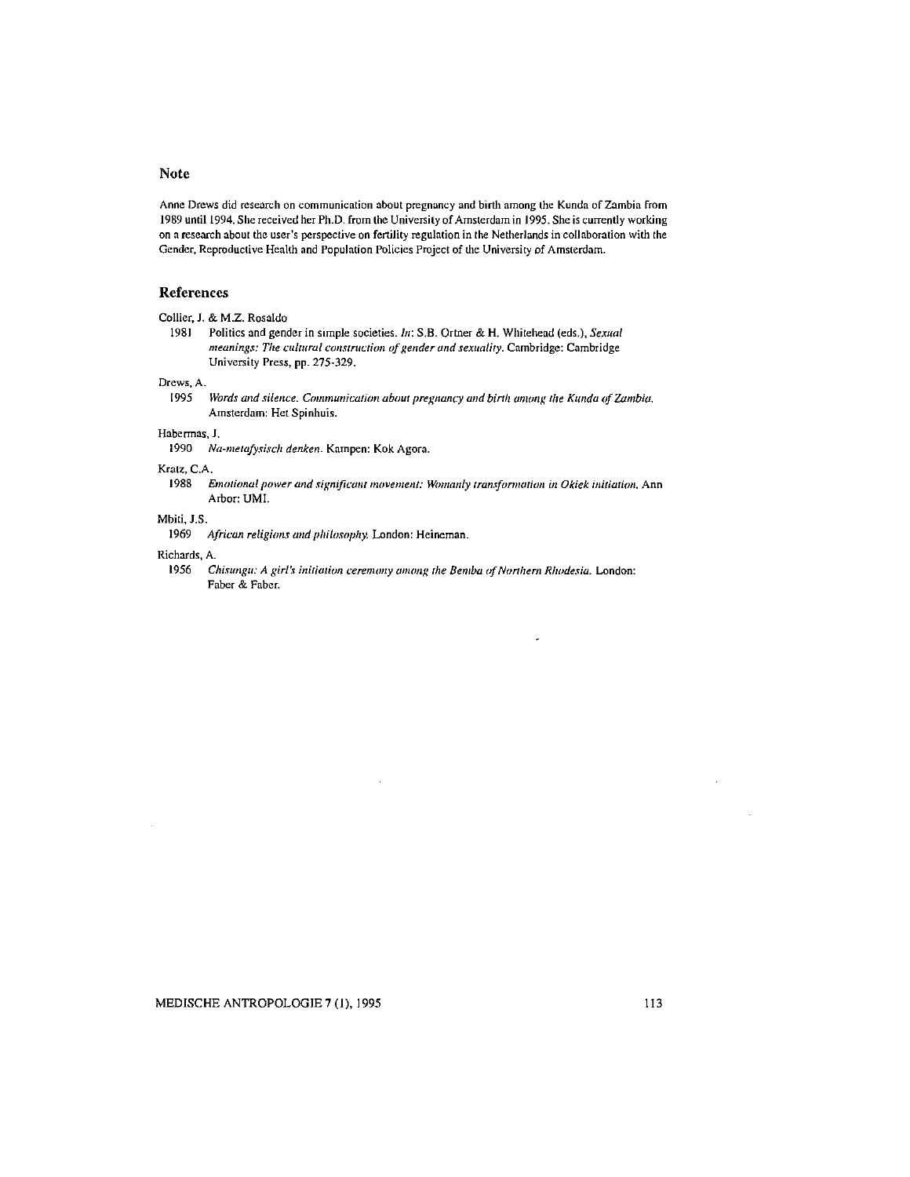## Note

Anne Drews did research on communication about pregnancy and birth among the Kunda of Zambia from 1989 until 1994. She received her Ph.D. from the University of Amsterdam in 1995. She is currently working on a research about the user's perspective on fertility regulation in the Netherlands in collaboration with the Gender, Reproductive Health and Population Policies Project of the University of Amsterdam.

## References

Collier, J. & M.Z. Rosaldo
1981 Politics and gender in simple societies. *In*: S.B. Ortner & H. Whitehead (eds.), *Sexual meanings: The cultural construction of gender and sexuality*. Cambridge: Cambridge University Press, pp. 275-329.

Drews, A.
1995 *Words and silence. Communication about pregnancy and birth among the Kunda of Zambia*. Amsterdam: Het Spinhuis.

Habermas, J.
1990 *Na-metafysisch denken*. Kampen: Kok Agora.

Kratz, C.A.
1988 *Emotional power and significant movement: Womanly transformation in Okiek initiation*. Ann Arbor: UMI.

Mbiti, J.S.
1969 *African religions and philosophy*. London: Heineman.

Richards, A.
1956 *Chisungu: A girl's initiation ceremony among the Bemba of Northern Rhodesia*. London: Faber & Faber.